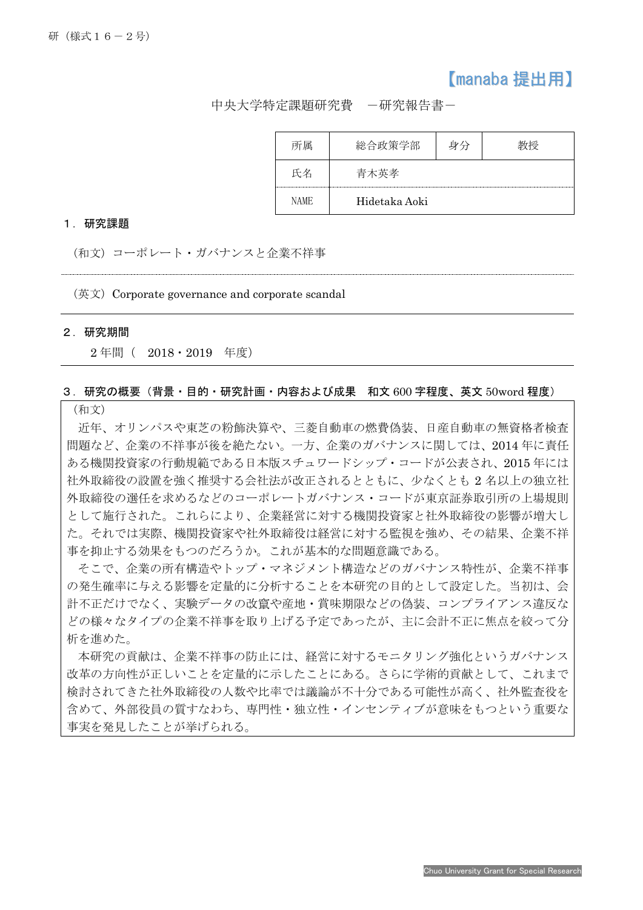研（様式１６－２号）

【manaba 提出用】

中央大学特定課題研究費　－研究報告書－

| 所属 | 総合政策学部 | 身分 | 教授 |
| --- | --- | --- | --- |
| 氏名 | 青木英孝 | | |
| NAME | Hidetaka Aoki | | |

**１．研究課題**

（和文）コーポレート・ガバナンスと企業不祥事

（英文）Corporate governance and corporate scandal

**２．研究期間**

２年間（　2018・2019　年度）

**３．研究の概要（背景・目的・研究計画・内容および成果　和文 600 字程度、英文 50word 程度）**

（和文）

近年、オリンパスや東芝の粉飾決算や、三菱自動車の燃費偽装、日産自動車の無資格者検査問題など、企業の不祥事が後を絶たない。一方、企業のガバナンスに関しては、2014 年に責任ある機関投資家の行動規範である日本版スチュワードシップ・コードが公表され、2015 年には社外取締役の設置を強く推奨する会社法が改正されるとともに、少なくとも 2 名以上の独立社外取締役の選任を求めるなどのコーポレートガバナンス・コードが東京証券取引所の上場規則として施行された。これらにより、企業経営に対する機関投資家と社外取締役の影響が増大した。それでは実際、機関投資家や社外取締役は経営に対する監視を強め、その結果、企業不祥事を抑止する効果をもつのだろうか。これが基本的な問題意識である。

そこで、企業の所有構造やトップ・マネジメント構造などのガバナンス特性が、企業不祥事の発生確率に与える影響を定量的に分析することを本研究の目的として設定した。当初は、会計不正だけでなく、実験データの改竄や産地・賞味期限などの偽装、コンプライアンス違反などの様々なタイプの企業不祥事を取り上げる予定であったが、主に会計不正に焦点を絞って分析を進めた。

本研究の貢献は、企業不祥事の防止には、経営に対するモニタリング強化というガバナンス改革の方向性が正しいことを定量的に示したことにある。さらに学術的貢献として、これまで検討されてきた社外取締役の人数や比率では議論が不十分である可能性が高く、社外監査役を含めて、外部役員の質すなわち、専門性・独立性・インセンティブが意味をもつという重要な事実を発見したことが挙げられる。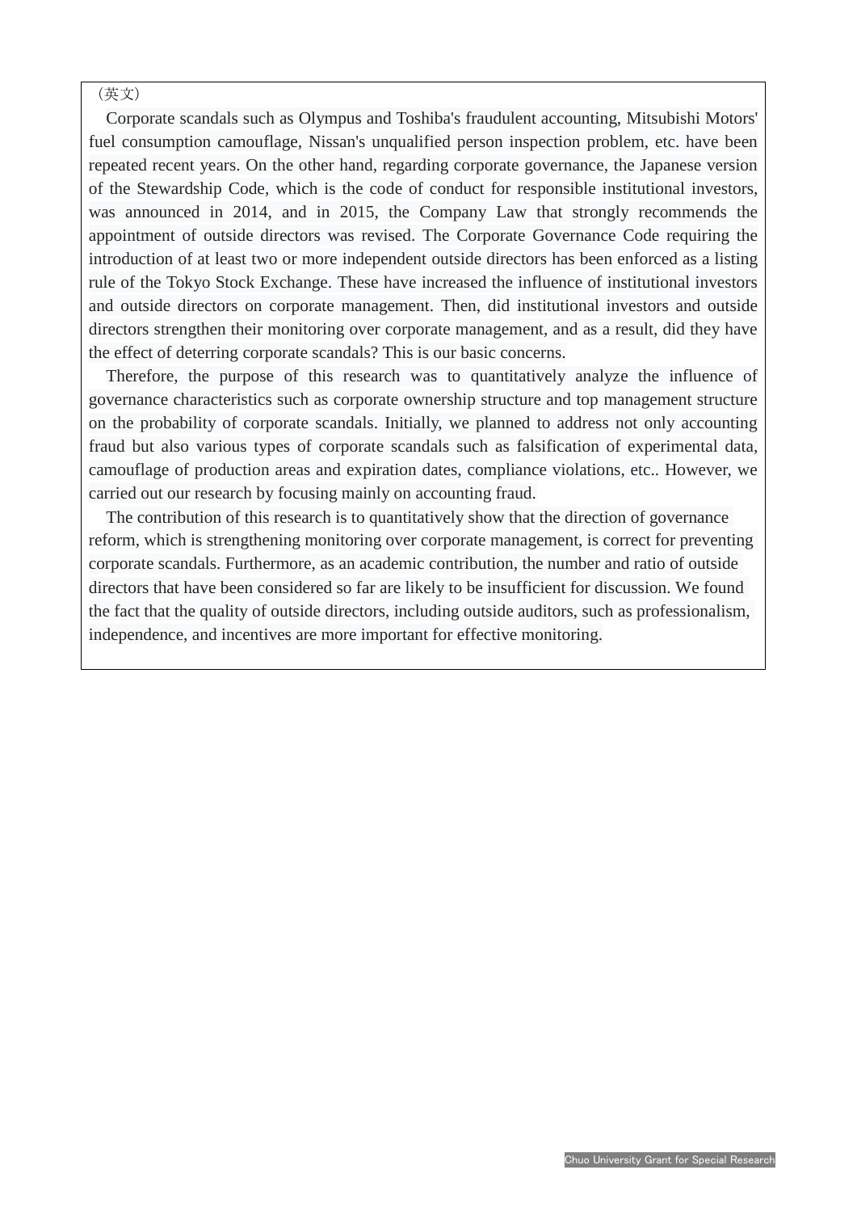（英文）

Corporate scandals such as Olympus and Toshiba's fraudulent accounting, Mitsubishi Motors' fuel consumption camouflage, Nissan's unqualified person inspection problem, etc. have been repeated recent years. On the other hand, regarding corporate governance, the Japanese version of the Stewardship Code, which is the code of conduct for responsible institutional investors, was announced in 2014, and in 2015, the Company Law that strongly recommends the appointment of outside directors was revised. The Corporate Governance Code requiring the introduction of at least two or more independent outside directors has been enforced as a listing rule of the Tokyo Stock Exchange. These have increased the influence of institutional investors and outside directors on corporate management. Then, did institutional investors and outside directors strengthen their monitoring over corporate management, and as a result, did they have the effect of deterring corporate scandals? This is our basic concerns.

Therefore, the purpose of this research was to quantitatively analyze the influence of governance characteristics such as corporate ownership structure and top management structure on the probability of corporate scandals. Initially, we planned to address not only accounting fraud but also various types of corporate scandals such as falsification of experimental data, camouflage of production areas and expiration dates, compliance violations, etc.. However, we carried out our research by focusing mainly on accounting fraud.

The contribution of this research is to quantitatively show that the direction of governance reform, which is strengthening monitoring over corporate management, is correct for preventing corporate scandals. Furthermore, as an academic contribution, the number and ratio of outside directors that have been considered so far are likely to be insufficient for discussion. We found the fact that the quality of outside directors, including outside auditors, such as professionalism, independence, and incentives are more important for effective monitoring.